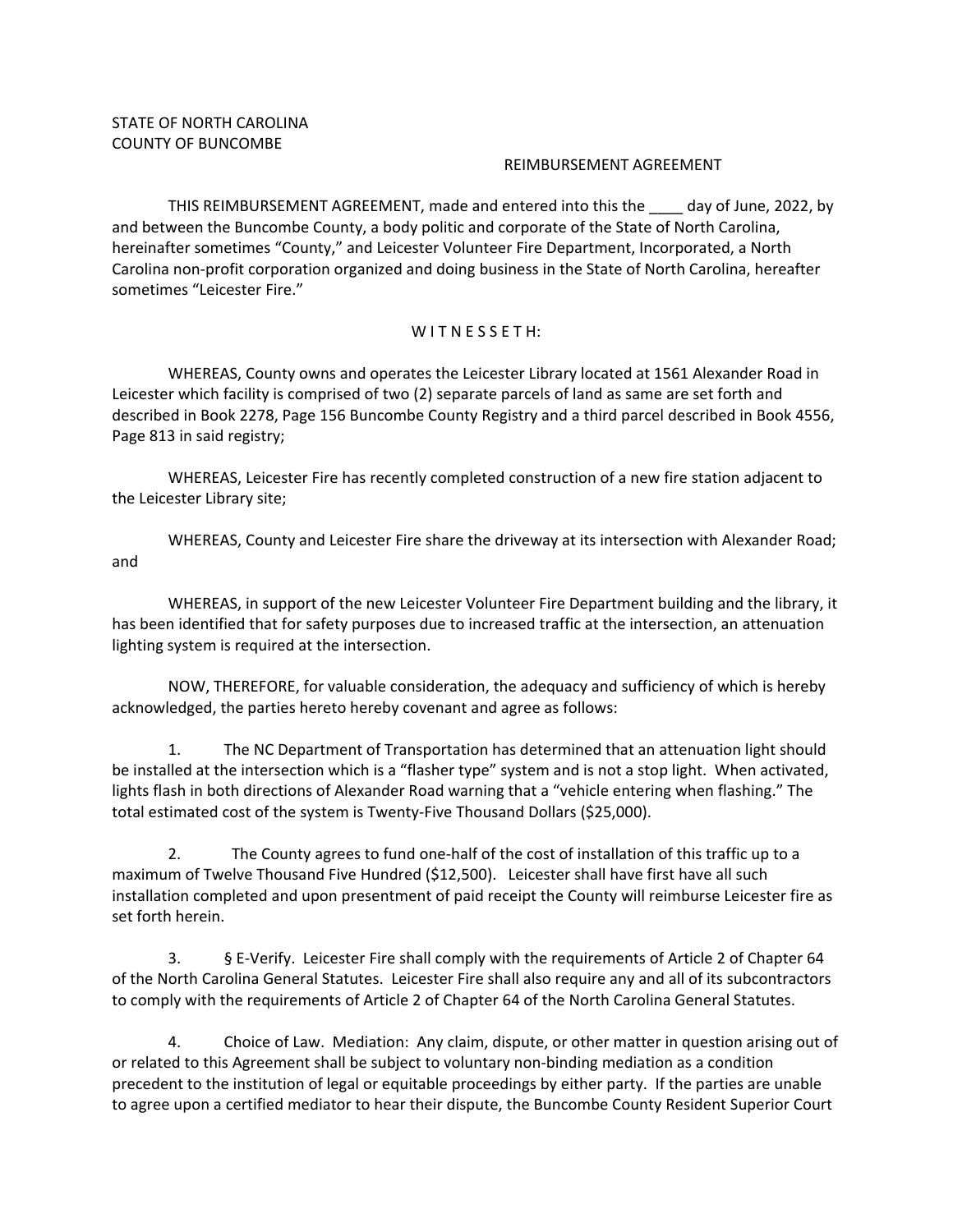STATE OF NORTH CAROLINA
COUNTY OF BUNCOMBE

REIMBURSEMENT AGREEMENT

THIS REIMBURSEMENT AGREEMENT, made and entered into this the ____ day of June, 2022, by and between the Buncombe County, a body politic and corporate of the State of North Carolina, hereinafter sometimes "County," and Leicester Volunteer Fire Department, Incorporated, a North Carolina non-profit corporation organized and doing business in the State of North Carolina, hereafter sometimes "Leicester Fire."

W I T N E S S E T H:

WHEREAS, County owns and operates the Leicester Library located at 1561 Alexander Road in Leicester which facility is comprised of two (2) separate parcels of land as same are set forth and described in Book 2278, Page 156 Buncombe County Registry and a third parcel described in Book 4556, Page 813 in said registry;

WHEREAS, Leicester Fire has recently completed construction of a new fire station adjacent to the Leicester Library site;

WHEREAS, County and Leicester Fire share the driveway at its intersection with Alexander Road; and

WHEREAS, in support of the new Leicester Volunteer Fire Department building and the library, it has been identified that for safety purposes due to increased traffic at the intersection, an attenuation lighting system is required at the intersection.

NOW, THEREFORE, for valuable consideration, the adequacy and sufficiency of which is hereby acknowledged, the parties hereto hereby covenant and agree as follows:

1. The NC Department of Transportation has determined that an attenuation light should be installed at the intersection which is a "flasher type" system and is not a stop light. When activated, lights flash in both directions of Alexander Road warning that a "vehicle entering when flashing." The total estimated cost of the system is Twenty-Five Thousand Dollars ($25,000).

2. The County agrees to fund one-half of the cost of installation of this traffic up to a maximum of Twelve Thousand Five Hundred ($12,500). Leicester shall have first have all such installation completed and upon presentment of paid receipt the County will reimburse Leicester fire as set forth herein.

3. § E-Verify. Leicester Fire shall comply with the requirements of Article 2 of Chapter 64 of the North Carolina General Statutes. Leicester Fire shall also require any and all of its subcontractors to comply with the requirements of Article 2 of Chapter 64 of the North Carolina General Statutes.

4. Choice of Law. Mediation: Any claim, dispute, or other matter in question arising out of or related to this Agreement shall be subject to voluntary non-binding mediation as a condition precedent to the institution of legal or equitable proceedings by either party. If the parties are unable to agree upon a certified mediator to hear their dispute, the Buncombe County Resident Superior Court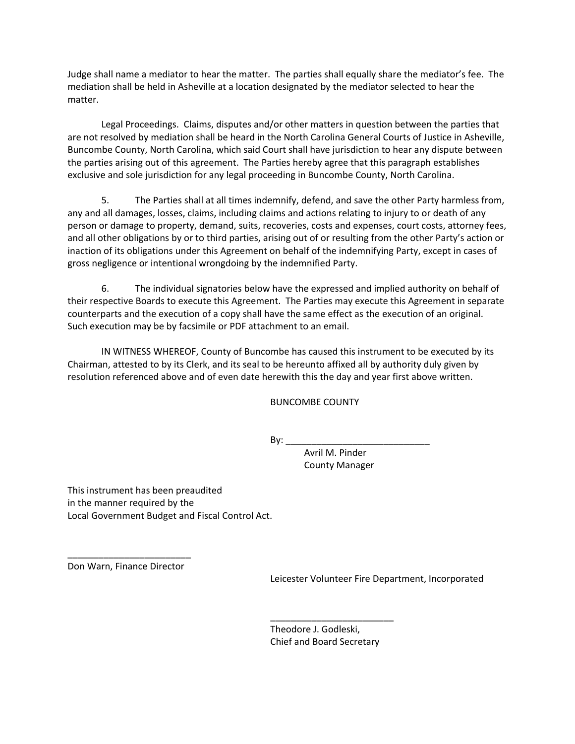Judge shall name a mediator to hear the matter. The parties shall equally share the mediator's fee. The mediation shall be held in Asheville at a location designated by the mediator selected to hear the matter.

Legal Proceedings. Claims, disputes and/or other matters in question between the parties that are not resolved by mediation shall be heard in the North Carolina General Courts of Justice in Asheville, Buncombe County, North Carolina, which said Court shall have jurisdiction to hear any dispute between the parties arising out of this agreement. The Parties hereby agree that this paragraph establishes exclusive and sole jurisdiction for any legal proceeding in Buncombe County, North Carolina.

5. The Parties shall at all times indemnify, defend, and save the other Party harmless from, any and all damages, losses, claims, including claims and actions relating to injury to or death of any person or damage to property, demand, suits, recoveries, costs and expenses, court costs, attorney fees, and all other obligations by or to third parties, arising out of or resulting from the other Party's action or inaction of its obligations under this Agreement on behalf of the indemnifying Party, except in cases of gross negligence or intentional wrongdoing by the indemnified Party.

6. The individual signatories below have the expressed and implied authority on behalf of their respective Boards to execute this Agreement. The Parties may execute this Agreement in separate counterparts and the execution of a copy shall have the same effect as the execution of an original. Such execution may be by facsimile or PDF attachment to an email.

IN WITNESS WHEREOF, County of Buncombe has caused this instrument to be executed by its Chairman, attested to by its Clerk, and its seal to be hereunto affixed all by authority duly given by resolution referenced above and of even date herewith this the day and year first above written.

BUNCOMBE COUNTY

By: ____________________________
Avril M. Pinder
County Manager

This instrument has been preaudited
in the manner required by the
Local Government Budget and Fiscal Control Act.

________________________
Don Warn, Finance Director

Leicester Volunteer Fire Department, Incorporated

________________________
Theodore J. Godleski,
Chief and Board Secretary